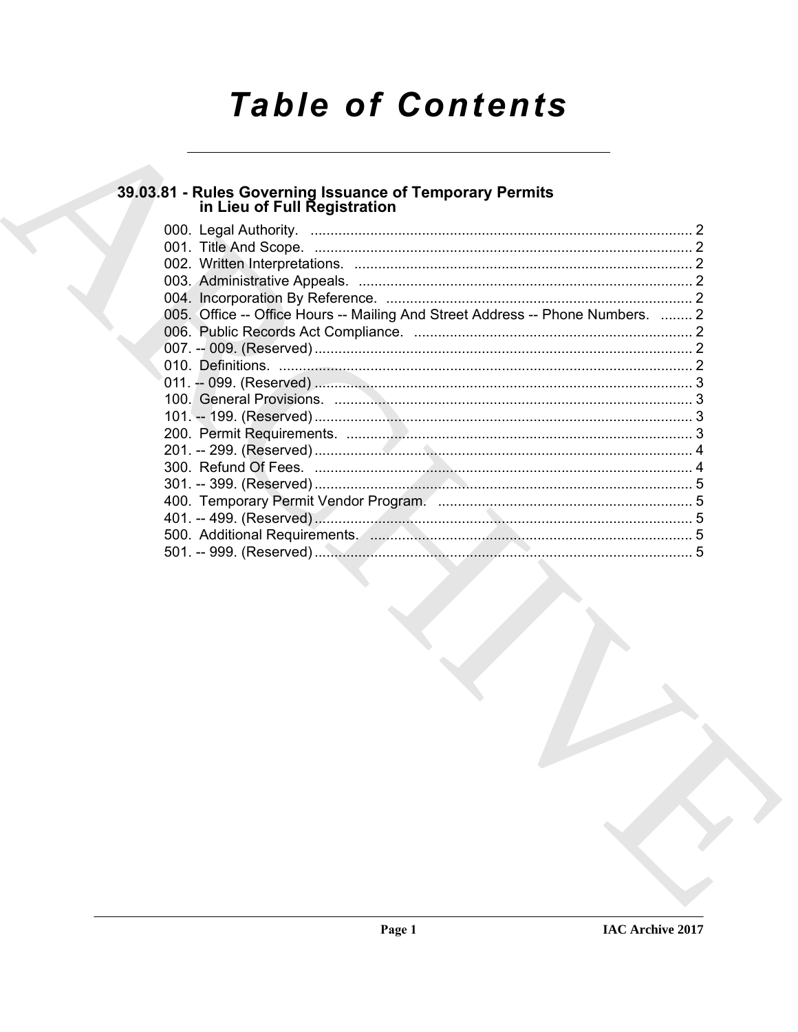# Table of Contents

## 39.03.81 - Rules Governing Issuance of Temporary Permits in Lieu of Full Registration

000. Legal Authority. ... 2
001. Title And Scope. ... 2
002. Written Interpretations. ... 2
003. Administrative Appeals. ... 2
004. Incorporation By Reference. ... 2
005. Office -- Office Hours -- Mailing And Street Address -- Phone Numbers. ... 2
006. Public Records Act Compliance. ... 2
007. -- 009. (Reserved) ... 2
010. Definitions. ... 2
011. -- 099. (Reserved) ... 3
100. General Provisions. ... 3
101. -- 199. (Reserved) ... 3
200. Permit Requirements. ... 3
201. -- 299. (Reserved) ... 4
300. Refund Of Fees. ... 4
301. -- 399. (Reserved) ... 5
400. Temporary Permit Vendor Program. ... 5
401. -- 499. (Reserved) ... 5
500. Additional Requirements. ... 5
501. -- 999. (Reserved) ... 5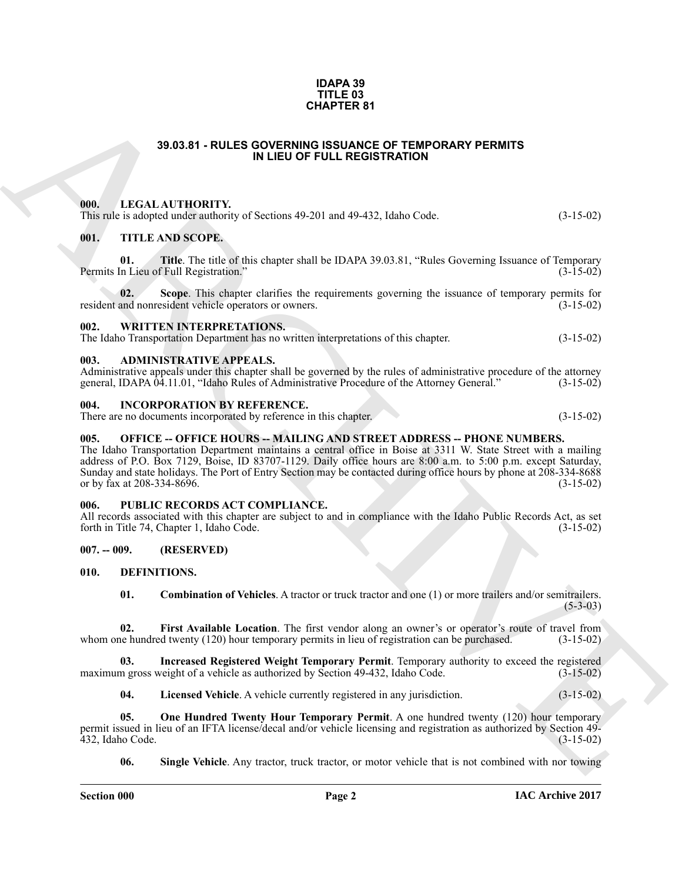**IDAPA 39**
**TITLE 03**
**CHAPTER 81**

# 39.03.81 - RULES GOVERNING ISSUANCE OF TEMPORARY PERMITS IN LIEU OF FULL REGISTRATION

## 000. LEGAL AUTHORITY.

This rule is adopted under authority of Sections 49-201 and 49-432, Idaho Code. (3-15-02)

## 001. TITLE AND SCOPE.

**01. Title**. The title of this chapter shall be IDAPA 39.03.81, "Rules Governing Issuance of Temporary Permits In Lieu of Full Registration." (3-15-02)

**02. Scope**. This chapter clarifies the requirements governing the issuance of temporary permits for resident and nonresident vehicle operators or owners. (3-15-02)

## 002. WRITTEN INTERPRETATIONS.

The Idaho Transportation Department has no written interpretations of this chapter. (3-15-02)

## 003. ADMINISTRATIVE APPEALS.

Administrative appeals under this chapter shall be governed by the rules of administrative procedure of the attorney general, IDAPA 04.11.01, "Idaho Rules of Administrative Procedure of the Attorney General." (3-15-02)

## 004. INCORPORATION BY REFERENCE.

There are no documents incorporated by reference in this chapter. (3-15-02)

## 005. OFFICE -- OFFICE HOURS -- MAILING AND STREET ADDRESS -- PHONE NUMBERS.

The Idaho Transportation Department maintains a central office in Boise at 3311 W. State Street with a mailing address of P.O. Box 7129, Boise, ID 83707-1129. Daily office hours are 8:00 a.m. to 5:00 p.m. except Saturday, Sunday and state holidays. The Port of Entry Section may be contacted during office hours by phone at 208-334-8688 or by fax at 208-334-8696. (3-15-02)

## 006. PUBLIC RECORDS ACT COMPLIANCE.

All records associated with this chapter are subject to and in compliance with the Idaho Public Records Act, as set forth in Title 74, Chapter 1, Idaho Code. (3-15-02)

## 007. -- 009. (RESERVED)

## 010. DEFINITIONS.

**01. Combination of Vehicles**. A tractor or truck tractor and one (1) or more trailers and/or semitrailers. (5-3-03)

**02. First Available Location**. The first vendor along an owner's or operator's route of travel from whom one hundred twenty (120) hour temporary permits in lieu of registration can be purchased. (3-15-02)

**03. Increased Registered Weight Temporary Permit**. Temporary authority to exceed the registered maximum gross weight of a vehicle as authorized by Section 49-432, Idaho Code. (3-15-02)

**04. Licensed Vehicle**. A vehicle currently registered in any jurisdiction. (3-15-02)

**05. One Hundred Twenty Hour Temporary Permit**. A one hundred twenty (120) hour temporary permit issued in lieu of an IFTA license/decal and/or vehicle licensing and registration as authorized by Section 49-432, Idaho Code. (3-15-02)

**06. Single Vehicle**. Any tractor, truck tractor, or motor vehicle that is not combined with nor towing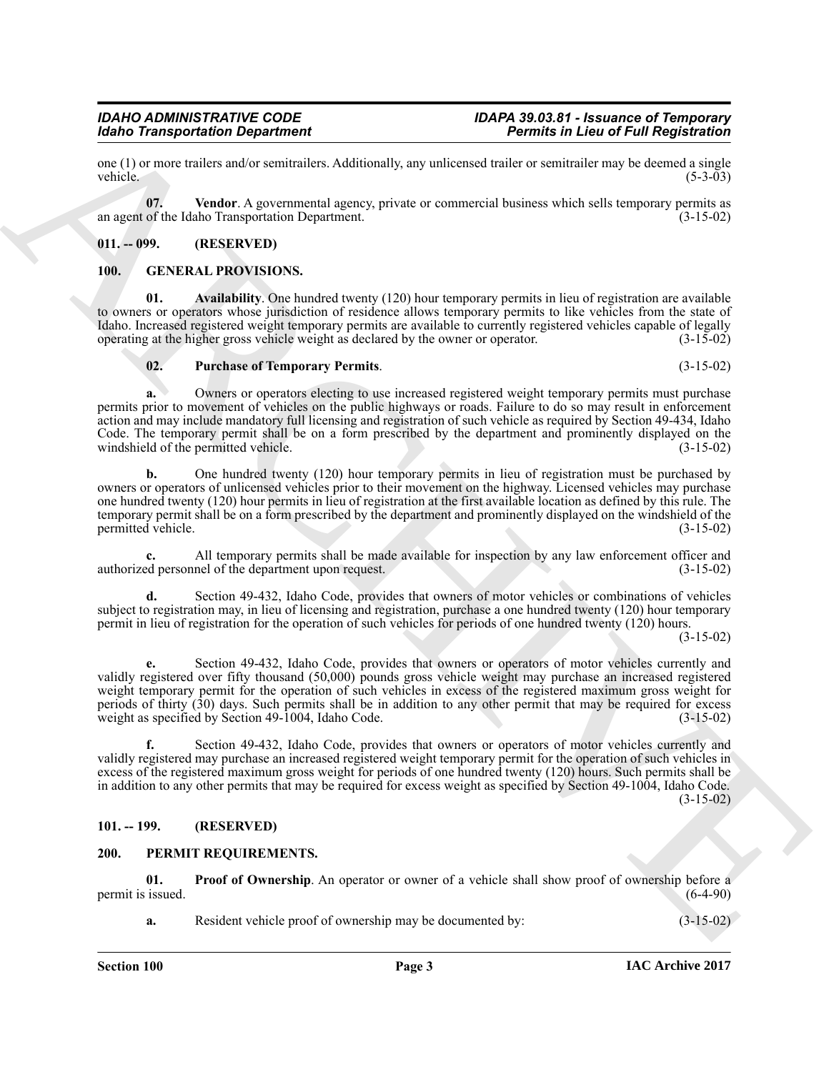one (1) or more trailers and/or semitrailers. Additionally, any unlicensed trailer or semitrailer may be deemed a single vehicle. (5-3-03)

**07. Vendor**. A governmental agency, private or commercial business which sells temporary permits as an agent of the Idaho Transportation Department. (3-15-02)

## 011. -- 099. (RESERVED)

## 100. GENERAL PROVISIONS.

**01. Availability**. One hundred twenty (120) hour temporary permits in lieu of registration are available to owners or operators whose jurisdiction of residence allows temporary permits to like vehicles from the state of Idaho. Increased registered weight temporary permits are available to currently registered vehicles capable of legally operating at the higher gross vehicle weight as declared by the owner or operator. (3-15-02)

**02. Purchase of Temporary Permits**. (3-15-02)

**a.** Owners or operators electing to use increased registered weight temporary permits must purchase permits prior to movement of vehicles on the public highways or roads. Failure to do so may result in enforcement action and may include mandatory full licensing and registration of such vehicle as required by Section 49-434, Idaho Code. The temporary permit shall be on a form prescribed by the department and prominently displayed on the windshield of the permitted vehicle. (3-15-02)

**b.** One hundred twenty (120) hour temporary permits in lieu of registration must be purchased by owners or operators of unlicensed vehicles prior to their movement on the highway. Licensed vehicles may purchase one hundred twenty (120) hour permits in lieu of registration at the first available location as defined by this rule. The temporary permit shall be on a form prescribed by the department and prominently displayed on the windshield of the permitted vehicle. (3-15-02)

**c.** All temporary permits shall be made available for inspection by any law enforcement officer and authorized personnel of the department upon request. (3-15-02)

**d.** Section 49-432, Idaho Code, provides that owners of motor vehicles or combinations of vehicles subject to registration may, in lieu of licensing and registration, purchase a one hundred twenty (120) hour temporary permit in lieu of registration for the operation of such vehicles for periods of one hundred twenty (120) hours. (3-15-02)

**e.** Section 49-432, Idaho Code, provides that owners or operators of motor vehicles currently and validly registered over fifty thousand (50,000) pounds gross vehicle weight may purchase an increased registered weight temporary permit for the operation of such vehicles in excess of the registered maximum gross weight for periods of thirty (30) days. Such permits shall be in addition to any other permit that may be required for excess weight as specified by Section 49-1004, Idaho Code. (3-15-02)

**f.** Section 49-432, Idaho Code, provides that owners or operators of motor vehicles currently and validly registered may purchase an increased registered weight temporary permit for the operation of such vehicles in excess of the registered maximum gross weight for periods of one hundred twenty (120) hours. Such permits shall be in addition to any other permits that may be required for excess weight as specified by Section 49-1004, Idaho Code. (3-15-02)

## 101. -- 199. (RESERVED)

## 200. PERMIT REQUIREMENTS.

**01. Proof of Ownership**. An operator or owner of a vehicle shall show proof of ownership before a permit is issued. (6-4-90)

**a.** Resident vehicle proof of ownership may be documented by: (3-15-02)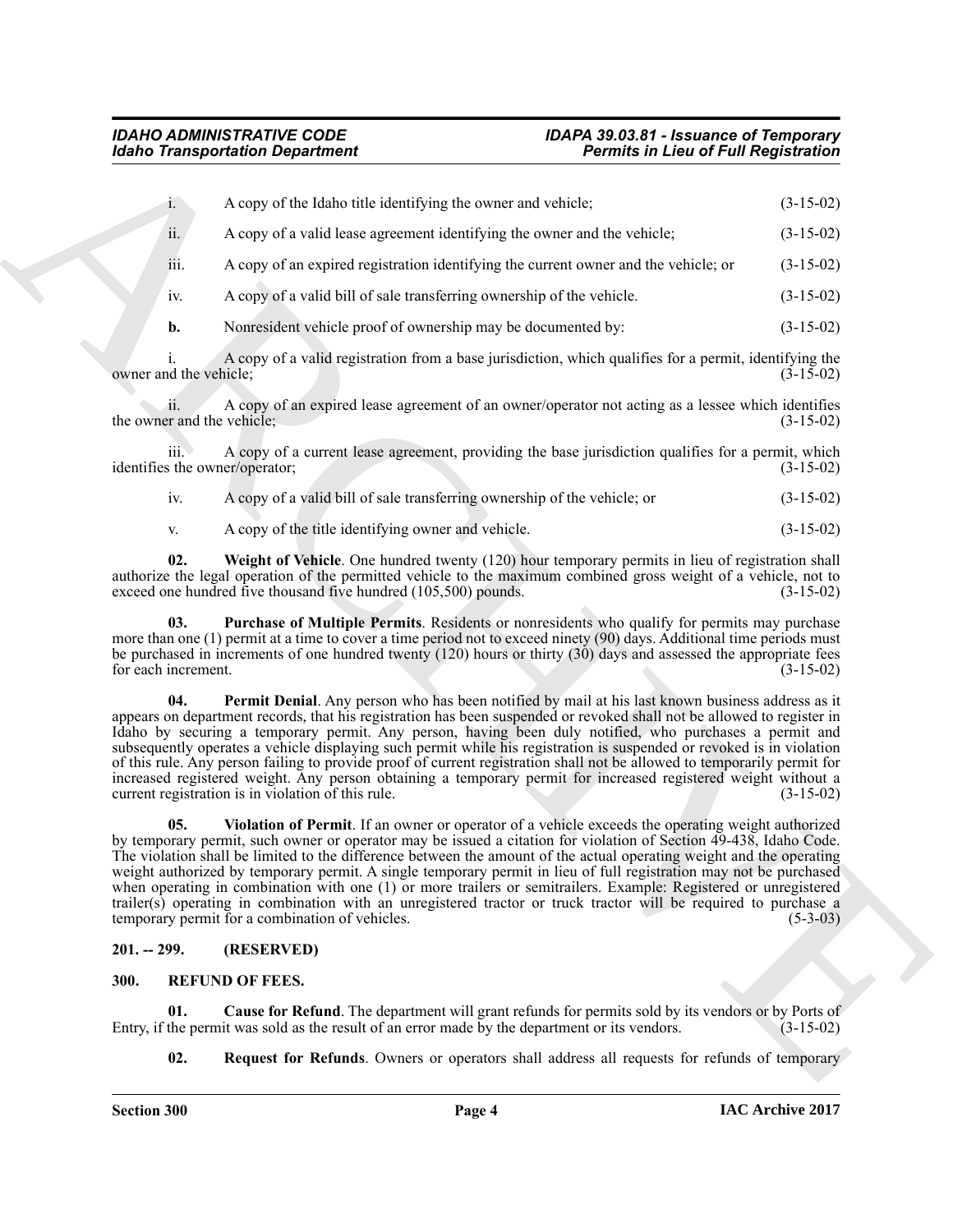i. A copy of the Idaho title identifying the owner and vehicle; (3-15-02)

ii. A copy of a valid lease agreement identifying the owner and the vehicle; (3-15-02)

iii. A copy of an expired registration identifying the current owner and the vehicle; or (3-15-02)

iv. A copy of a valid bill of sale transferring ownership of the vehicle. (3-15-02)

**b.** Nonresident vehicle proof of ownership may be documented by: (3-15-02)

i. A copy of a valid registration from a base jurisdiction, which qualifies for a permit, identifying the owner and the vehicle; (3-15-02)

ii. A copy of an expired lease agreement of an owner/operator not acting as a lessee which identifies the owner and the vehicle; (3-15-02)

iii. A copy of a current lease agreement, providing the base jurisdiction qualifies for a permit, which identifies the owner/operator; (3-15-02)

iv. A copy of a valid bill of sale transferring ownership of the vehicle; or (3-15-02)

v. A copy of the title identifying owner and vehicle. (3-15-02)

**02. Weight of Vehicle**. One hundred twenty (120) hour temporary permits in lieu of registration shall authorize the legal operation of the permitted vehicle to the maximum combined gross weight of a vehicle, not to exceed one hundred five thousand five hundred (105,500) pounds. (3-15-02)

**03. Purchase of Multiple Permits**. Residents or nonresidents who qualify for permits may purchase more than one (1) permit at a time to cover a time period not to exceed ninety (90) days. Additional time periods must be purchased in increments of one hundred twenty (120) hours or thirty (30) days and assessed the appropriate fees for each increment. (3-15-02)

**04. Permit Denial**. Any person who has been notified by mail at his last known business address as it appears on department records, that his registration has been suspended or revoked shall not be allowed to register in Idaho by securing a temporary permit. Any person, having been duly notified, who purchases a permit and subsequently operates a vehicle displaying such permit while his registration is suspended or revoked is in violation of this rule. Any person failing to provide proof of current registration shall not be allowed to temporarily permit for increased registered weight. Any person obtaining a temporary permit for increased registered weight without a current registration is in violation of this rule. (3-15-02)

**05. Violation of Permit**. If an owner or operator of a vehicle exceeds the operating weight authorized by temporary permit, such owner or operator may be issued a citation for violation of Section 49-438, Idaho Code. The violation shall be limited to the difference between the amount of the actual operating weight and the operating weight authorized by temporary permit. A single temporary permit in lieu of full registration may not be purchased when operating in combination with one (1) or more trailers or semitrailers. Example: Registered or unregistered trailer(s) operating in combination with an unregistered tractor or truck tractor will be required to purchase a temporary permit for a combination of vehicles. (5-3-03)

## 201. -- 299. (RESERVED)

## 300. REFUND OF FEES.

**01. Cause for Refund**. The department will grant refunds for permits sold by its vendors or by Ports of Entry, if the permit was sold as the result of an error made by the department or its vendors. (3-15-02)

**02. Request for Refunds**. Owners or operators shall address all requests for refunds of temporary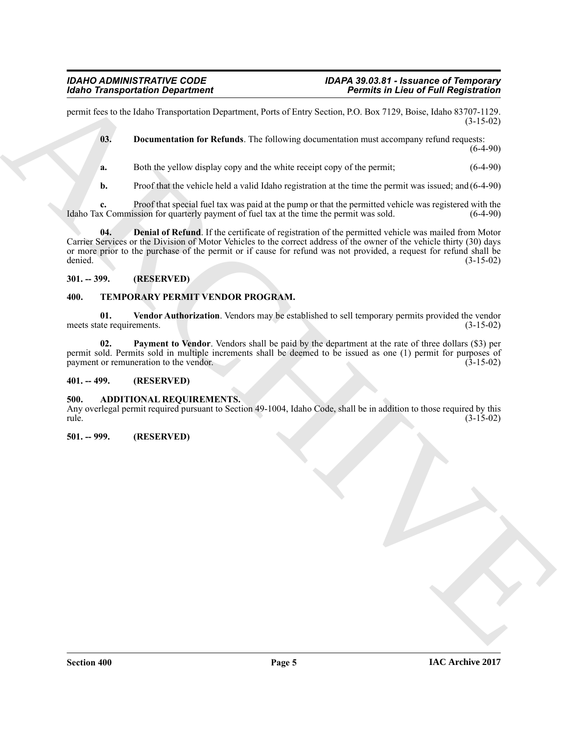permit fees to the Idaho Transportation Department, Ports of Entry Section, P.O. Box 7129, Boise, Idaho 83707-1129. (3-15-02)

**03. Documentation for Refunds**. The following documentation must accompany refund requests: (6-4-90)

**a.** Both the yellow display copy and the white receipt copy of the permit; (6-4-90)

**b.** Proof that the vehicle held a valid Idaho registration at the time the permit was issued; and (6-4-90)

**c.** Proof that special fuel tax was paid at the pump or that the permitted vehicle was registered with the Idaho Tax Commission for quarterly payment of fuel tax at the time the permit was sold. (6-4-90)

**04. Denial of Refund**. If the certificate of registration of the permitted vehicle was mailed from Motor Carrier Services or the Division of Motor Vehicles to the correct address of the owner of the vehicle thirty (30) days or more prior to the purchase of the permit or if cause for refund was not provided, a request for refund shall be denied. (3-15-02)

**301. -- 399. (RESERVED)**

**400. TEMPORARY PERMIT VENDOR PROGRAM.**

**01. Vendor Authorization**. Vendors may be established to sell temporary permits provided the vendor meets state requirements. (3-15-02)

**02. Payment to Vendor**. Vendors shall be paid by the department at the rate of three dollars ($3) per permit sold. Permits sold in multiple increments shall be deemed to be issued as one (1) permit for purposes of payment or remuneration to the vendor. (3-15-02)

**401. -- 499. (RESERVED)**

**500. ADDITIONAL REQUIREMENTS.**

Any overlegal permit required pursuant to Section 49-1004, Idaho Code, shall be in addition to those required by this rule. (3-15-02)

**501. -- 999. (RESERVED)**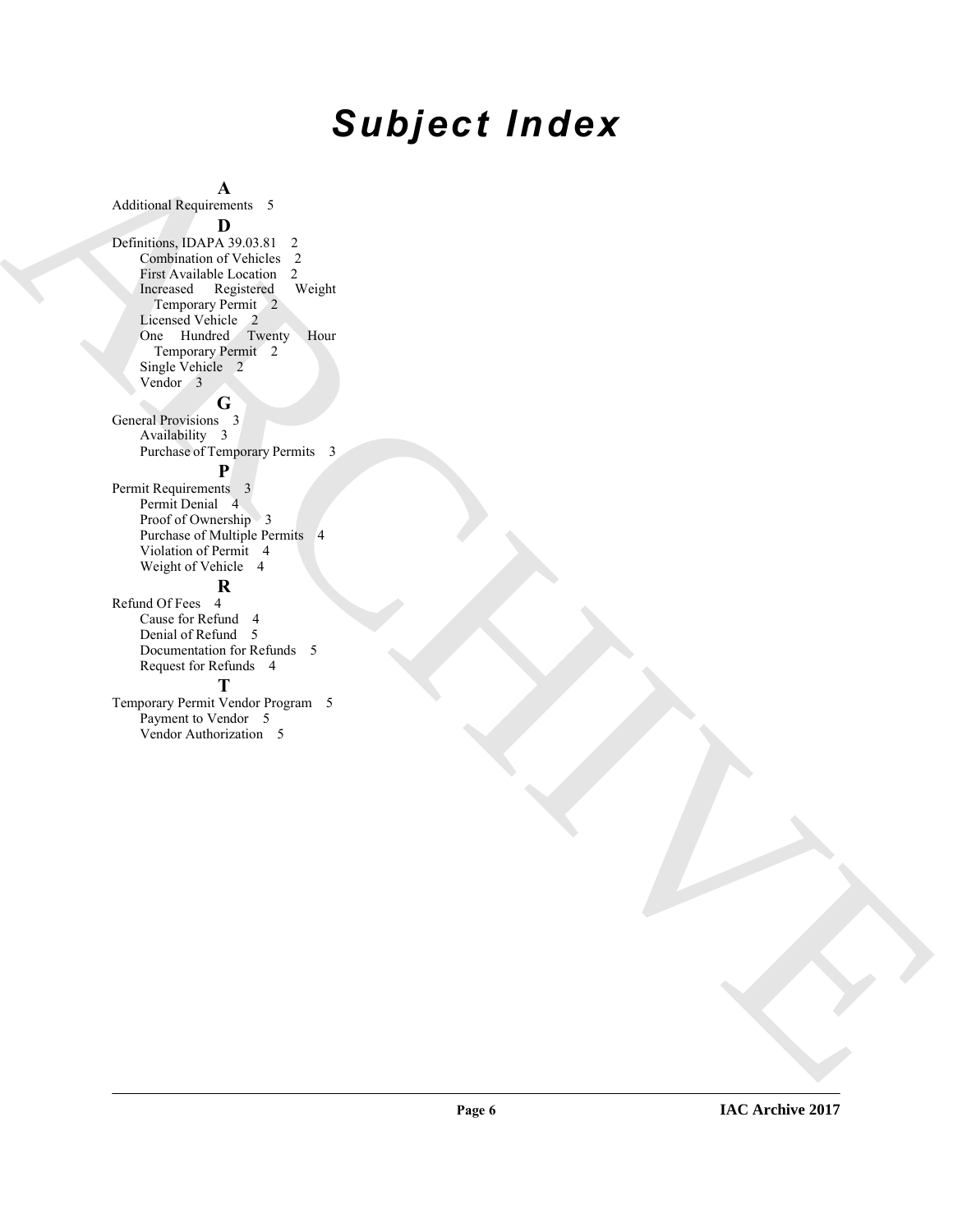# Subject Index

**A**

Additional Requirements 5

**D**

Definitions, IDAPA 39.03.81 2
- Combination of Vehicles 2
- First Available Location 2
- Increased Registered Weight Temporary Permit 2
- Licensed Vehicle 2
- One Hundred Twenty Hour Temporary Permit 2
- Single Vehicle 2
- Vendor 3

**G**

General Provisions 3
- Availability 3
- Purchase of Temporary Permits 3

**P**

Permit Requirements 3
- Permit Denial 4
- Proof of Ownership 3
- Purchase of Multiple Permits 4
- Violation of Permit 4
- Weight of Vehicle 4

**R**

Refund Of Fees 4
- Cause for Refund 4
- Denial of Refund 5
- Documentation for Refunds 5
- Request for Refunds 4

**T**

Temporary Permit Vendor Program 5
- Payment to Vendor 5
- Vendor Authorization 5